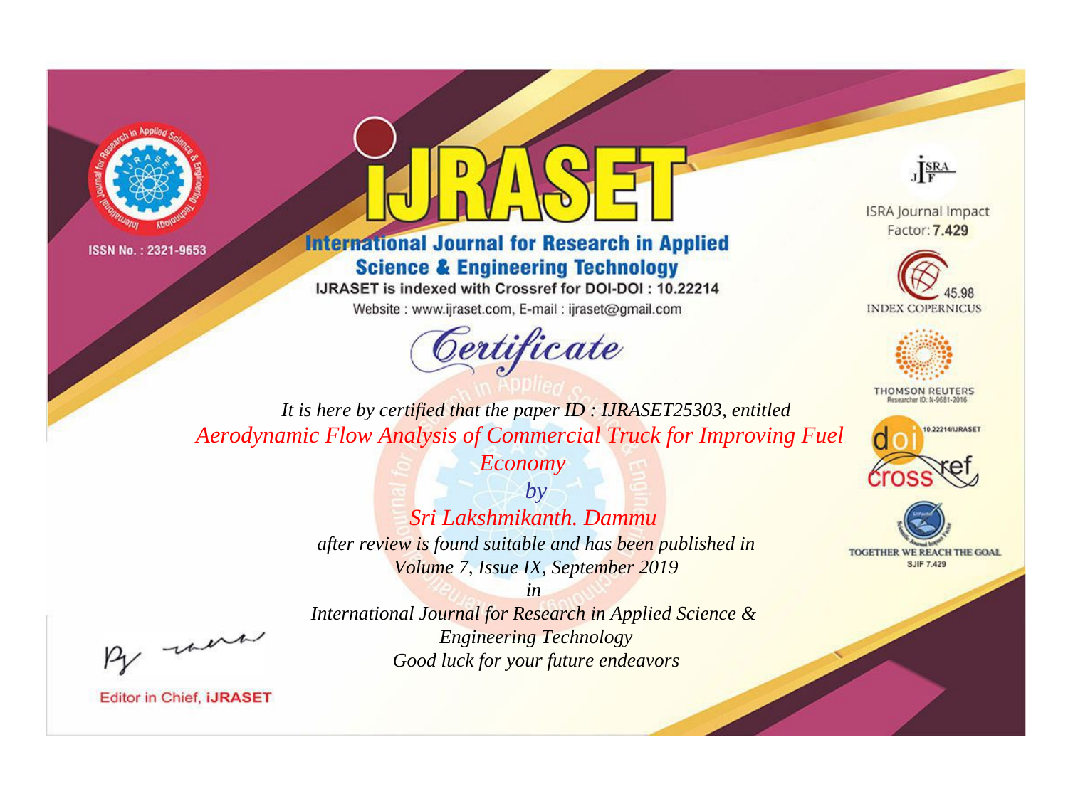ISSN No. : 2321-9653

# IJRASET

## International Journal for Research in Applied Science & Engineering Technology

IJRASET is indexed with Crossref for DOI-DOI : 10.22214

Website : www.ijraset.com, E-mail : ijraset@gmail.com

ISRA Journal Impact Factor: **7.429**

45.98 INDEX COPERNICUS

THOMSON REUTERS Researcher ID: N-9681-2016

10.22214/IJRASET

TOGETHER WE REACH THE GOAL SJIF 7.429

# *Certificate*

*It is here by certified that the paper ID : IJRASET25303, entitled*

*Aerodynamic Flow Analysis of Commercial Truck for Improving Fuel Economy*

*by*

*Sri Lakshmikanth. Dammu*

*after review is found suitable and has been published in*

*Volume 7, Issue IX, September 2019*

*in*

*International Journal for Research in Applied Science & Engineering Technology*

*Good luck for your future endeavors*

Editor in Chief, **IJRASET**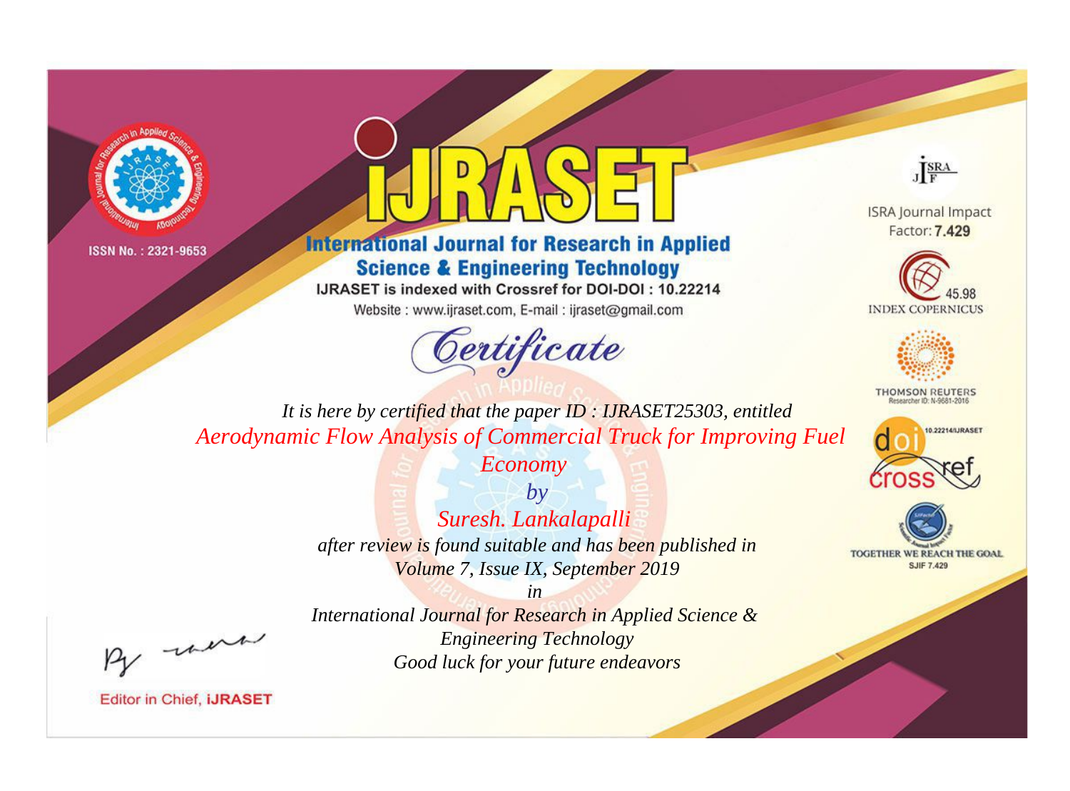ISSN No. : 2321-9653

# IJRASET

## International Journal for Research in Applied Science & Engineering Technology

IJRASET is indexed with Crossref for DOI-DOI : 10.22214

Website : www.ijraset.com, E-mail : ijraset@gmail.com

ISRA Journal Impact Factor: **7.429**

45.98 INDEX COPERNICUS

THOMSON REUTERS Researcher ID: N-9681-2016

10.22214/IJRASET

TOGETHER WE REACH THE GOAL SJIF 7.429

# *Certificate*

*It is here by certified that the paper ID : IJRASET25303, entitled*

*Aerodynamic Flow Analysis of Commercial Truck for Improving Fuel Economy*

*by*

*Suresh. Lankalapalli*

*after review is found suitable and has been published in*

*Volume 7, Issue IX, September 2019*

*in*

*International Journal for Research in Applied Science & Engineering Technology*

*Good luck for your future endeavors*

Editor in Chief, **iJRASET**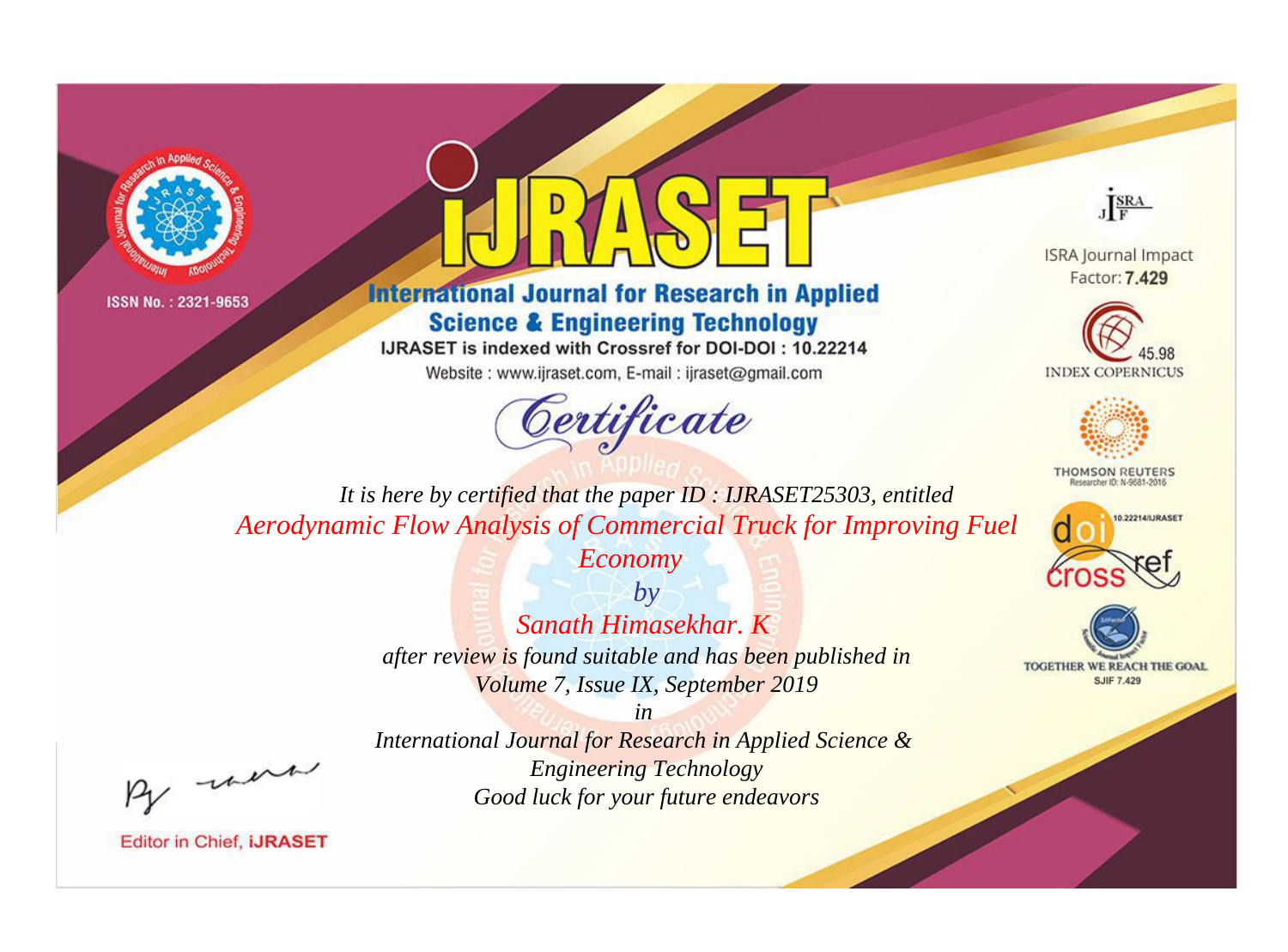ISSN No. : 2321-9653

# International Journal for Research in Applied Science & Engineering Technology

IJRASET is indexed with Crossref for DOI-DOI : 10.22214

Website : www.ijraset.com, E-mail : ijraset@gmail.com

## Certificate

*It is here by certified that the paper ID : IJRASET25303, entitled*

*Aerodynamic Flow Analysis of Commercial Truck for Improving Fuel Economy*

*by*

*Sanath Himasekhar. K*

*after review is found suitable and has been published in*

*Volume 7, Issue IX, September 2019*

*in*

*International Journal for Research in Applied Science & Engineering Technology*

*Good luck for your future endeavors*

ISRA Journal Impact Factor: **7.429**

45.98 INDEX COPERNICUS

THOMSON REUTERS Researcher ID: N-9681-2016

10.22214/IJRASET

TOGETHER WE REACH THE GOAL SJIF 7.429

Editor in Chief, **iJRASET**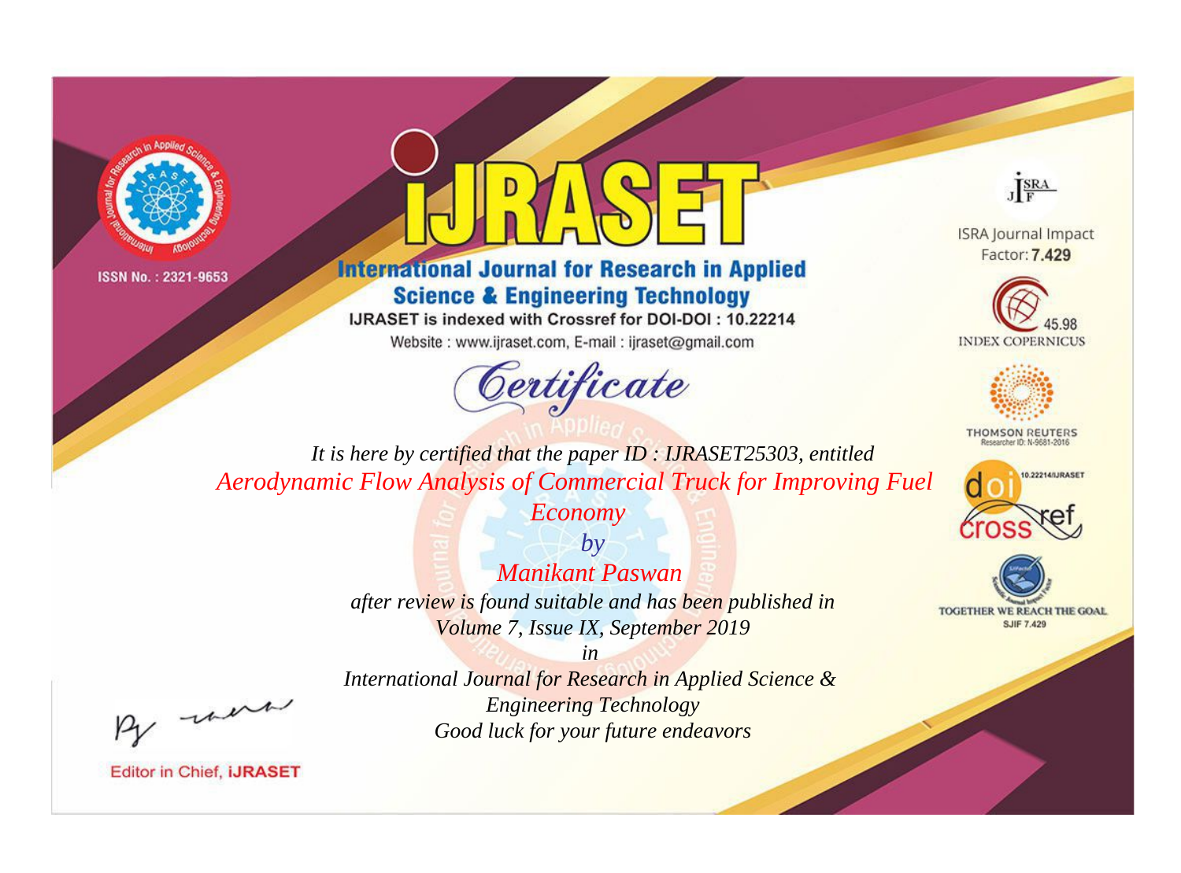ISSN No. : 2321-9653

# iJRASET

## International Journal for Research in Applied Science & Engineering Technology

IJRASET is indexed with Crossref for DOI-DOI : 10.22214

Website : www.ijraset.com, E-mail : ijraset@gmail.com

ISRA Journal Impact Factor: **7.429**

45.98 INDEX COPERNICUS

THOMSON REUTERS Researcher ID: N-9681-2016

10.22214/IJRASET

TOGETHER WE REACH THE GOAL SJIF 7.429

*Certificate*

*It is here by certified that the paper ID : IJRASET25303, entitled*

*Aerodynamic Flow Analysis of Commercial Truck for Improving Fuel Economy*

*by*

*Manikant Paswan*

*after review is found suitable and has been published in*

*Volume 7, Issue IX, September 2019*

*in*

*International Journal for Research in Applied Science & Engineering Technology*

*Good luck for your future endeavors*

Editor in Chief, **iJRASET**